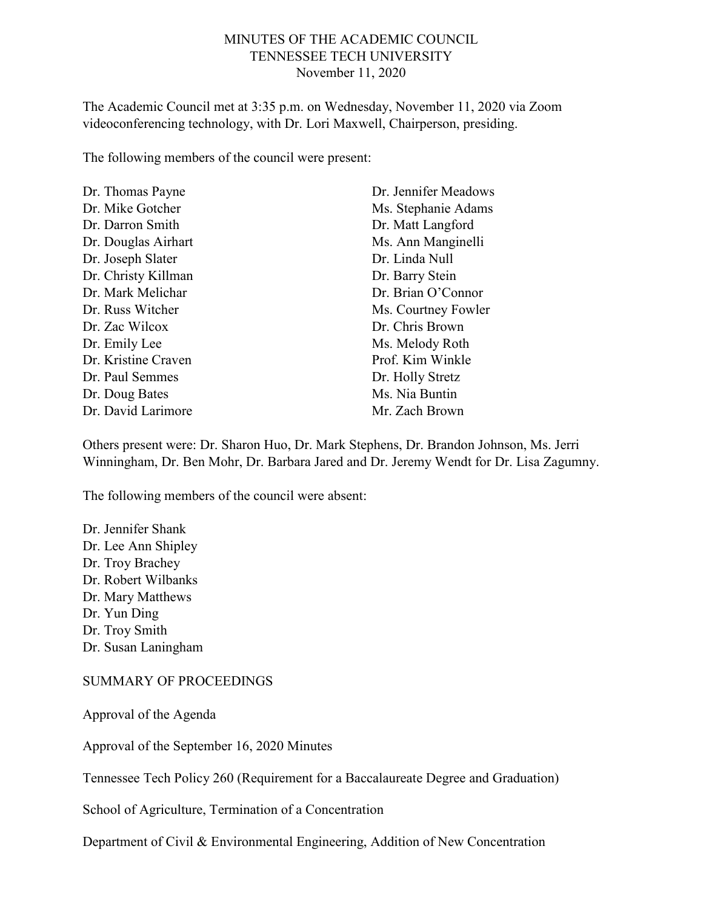# MINUTES OF THE ACADEMIC COUNCIL
## TENNESSEE TECH UNIVERSITY
### November 11, 2020

The Academic Council met at 3:35 p.m. on Wednesday, November 11, 2020 via Zoom videoconferencing technology, with Dr. Lori Maxwell, Chairperson, presiding.

The following members of the council were present:

Dr. Thomas Payne
Dr. Mike Gotcher
Dr. Darron Smith
Dr. Douglas Airhart
Dr. Joseph Slater
Dr. Christy Killman
Dr. Mark Melichar
Dr. Russ Witcher
Dr. Zac Wilcox
Dr. Emily Lee
Dr. Kristine Craven
Dr. Paul Semmes
Dr. Doug Bates
Dr. David Larimore
Dr. Jennifer Meadows
Ms. Stephanie Adams
Dr. Matt Langford
Ms. Ann Manginelli
Dr. Linda Null
Dr. Barry Stein
Dr. Brian O'Connor
Ms. Courtney Fowler
Dr. Chris Brown
Ms. Melody Roth
Prof. Kim Winkle
Dr. Holly Stretz
Ms. Nia Buntin
Mr. Zach Brown

Others present were: Dr. Sharon Huo, Dr. Mark Stephens, Dr. Brandon Johnson, Ms. Jerri Winningham, Dr. Ben Mohr, Dr. Barbara Jared and Dr. Jeremy Wendt for Dr. Lisa Zagumny.

The following members of the council were absent:

Dr. Jennifer Shank
Dr. Lee Ann Shipley
Dr. Troy Brachey
Dr. Robert Wilbanks
Dr. Mary Matthews
Dr. Yun Ding
Dr. Troy Smith
Dr. Susan Laningham

SUMMARY OF PROCEEDINGS

Approval of the Agenda

Approval of the September 16, 2020 Minutes

Tennessee Tech Policy 260 (Requirement for a Baccalaureate Degree and Graduation)

School of Agriculture, Termination of a Concentration

Department of Civil & Environmental Engineering, Addition of New Concentration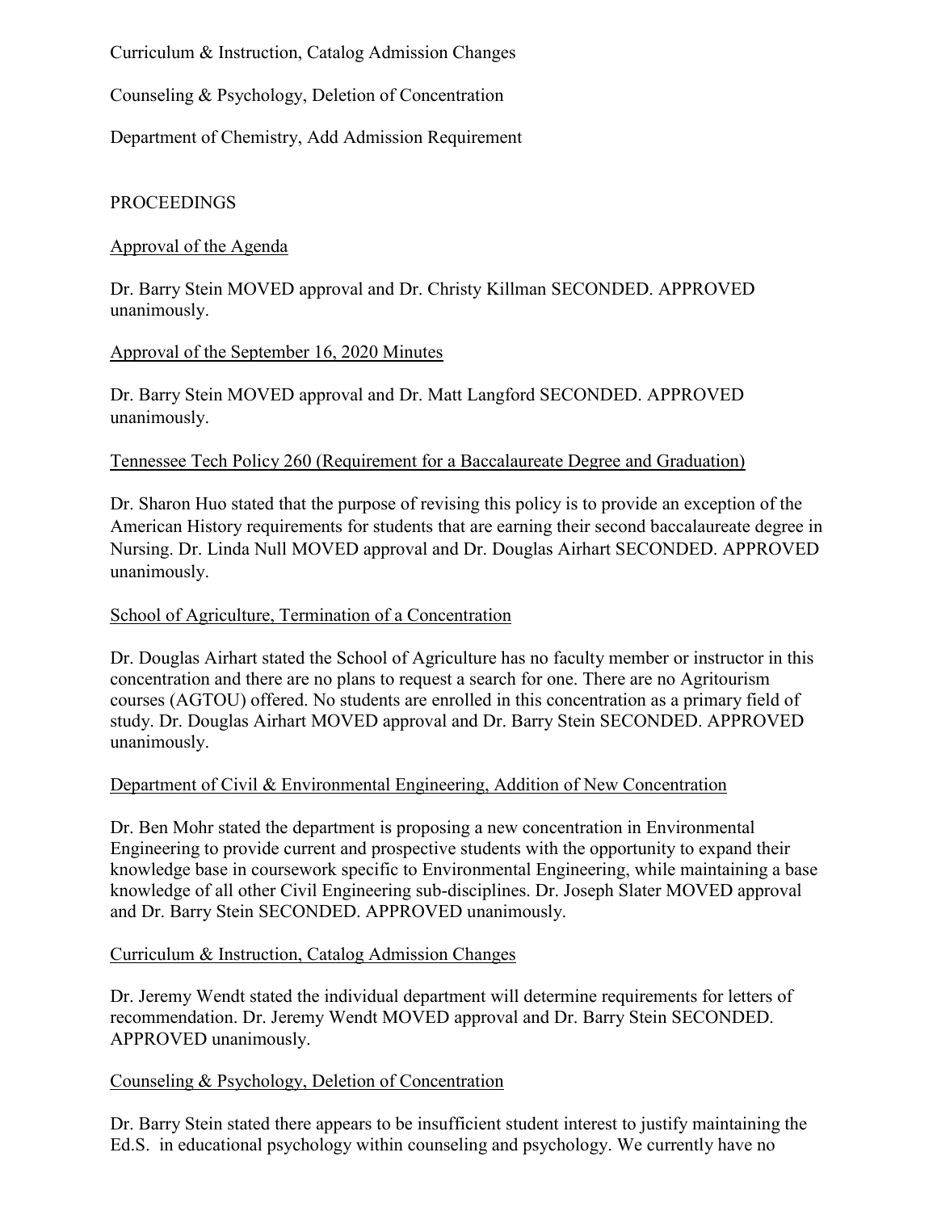Curriculum & Instruction, Catalog Admission Changes

Counseling & Psychology, Deletion of Concentration

Department of Chemistry, Add Admission Requirement

PROCEEDINGS

Approval of the Agenda

Dr. Barry Stein MOVED approval and Dr. Christy Killman SECONDED. APPROVED unanimously.

Approval of the September 16, 2020 Minutes

Dr. Barry Stein MOVED approval and Dr. Matt Langford SECONDED. APPROVED unanimously.

Tennessee Tech Policy 260 (Requirement for a Baccalaureate Degree and Graduation)

Dr. Sharon Huo stated that the purpose of revising this policy is to provide an exception of the American History requirements for students that are earning their second baccalaureate degree in Nursing. Dr. Linda Null MOVED approval and Dr. Douglas Airhart SECONDED. APPROVED unanimously.

School of Agriculture, Termination of a Concentration

Dr. Douglas Airhart stated the School of Agriculture has no faculty member or instructor in this concentration and there are no plans to request a search for one. There are no Agritourism courses (AGTOU) offered. No students are enrolled in this concentration as a primary field of study. Dr. Douglas Airhart MOVED approval and Dr. Barry Stein SECONDED. APPROVED unanimously.

Department of Civil & Environmental Engineering, Addition of New Concentration

Dr. Ben Mohr stated the department is proposing a new concentration in Environmental Engineering to provide current and prospective students with the opportunity to expand their knowledge base in coursework specific to Environmental Engineering, while maintaining a base knowledge of all other Civil Engineering sub-disciplines. Dr. Joseph Slater MOVED approval and Dr. Barry Stein SECONDED. APPROVED unanimously.

Curriculum & Instruction, Catalog Admission Changes

Dr. Jeremy Wendt stated the individual department will determine requirements for letters of recommendation. Dr. Jeremy Wendt MOVED approval and Dr. Barry Stein SECONDED. APPROVED unanimously.

Counseling & Psychology, Deletion of Concentration

Dr. Barry Stein stated there appears to be insufficient student interest to justify maintaining the Ed.S. in educational psychology within counseling and psychology. We currently have no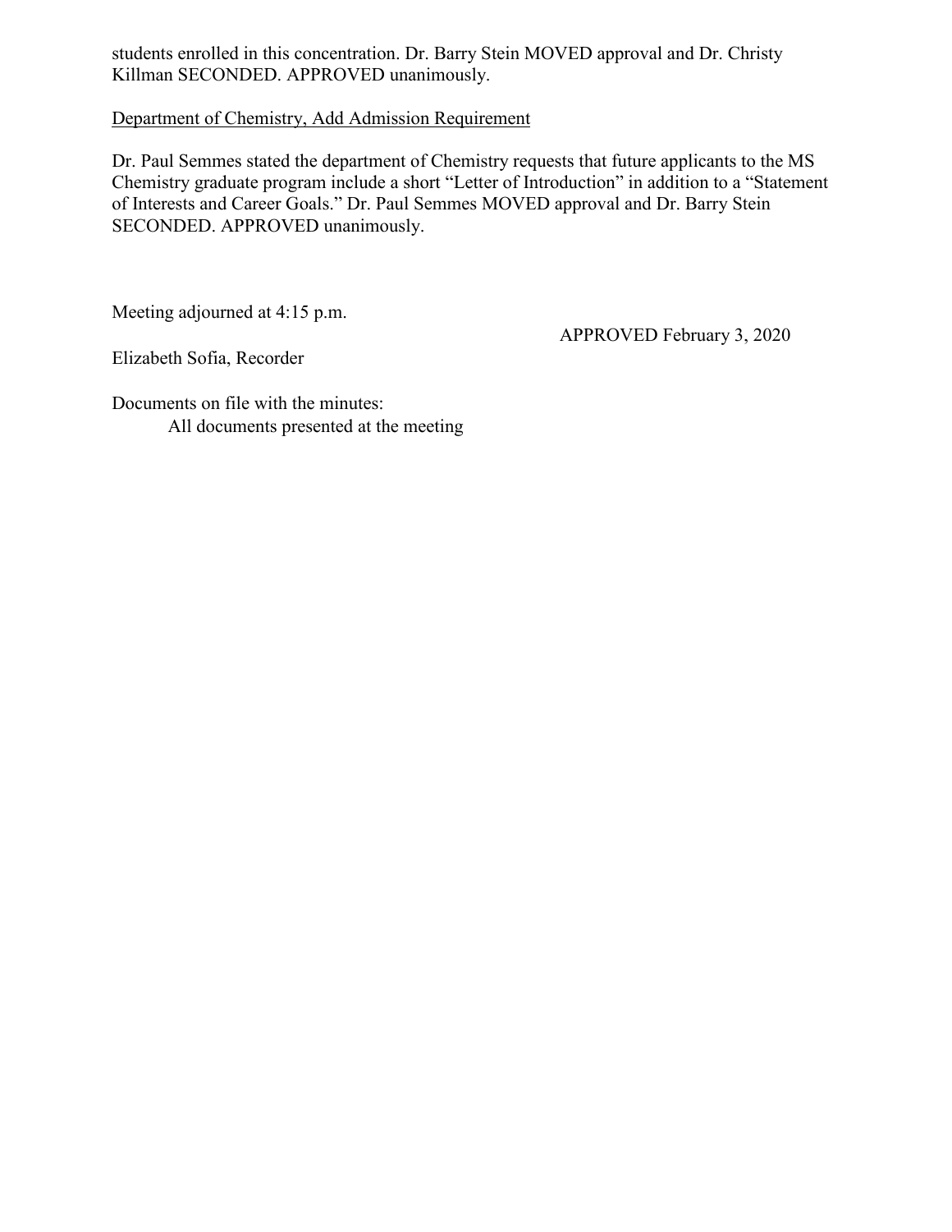students enrolled in this concentration. Dr. Barry Stein MOVED approval and Dr. Christy Killman SECONDED. APPROVED unanimously.

Department of Chemistry, Add Admission Requirement

Dr. Paul Semmes stated the department of Chemistry requests that future applicants to the MS Chemistry graduate program include a short "Letter of Introduction" in addition to a "Statement of Interests and Career Goals." Dr. Paul Semmes MOVED approval and Dr. Barry Stein SECONDED. APPROVED unanimously.

Meeting adjourned at 4:15 p.m.

APPROVED February 3, 2020

Elizabeth Sofia, Recorder

Documents on file with the minutes:
All documents presented at the meeting